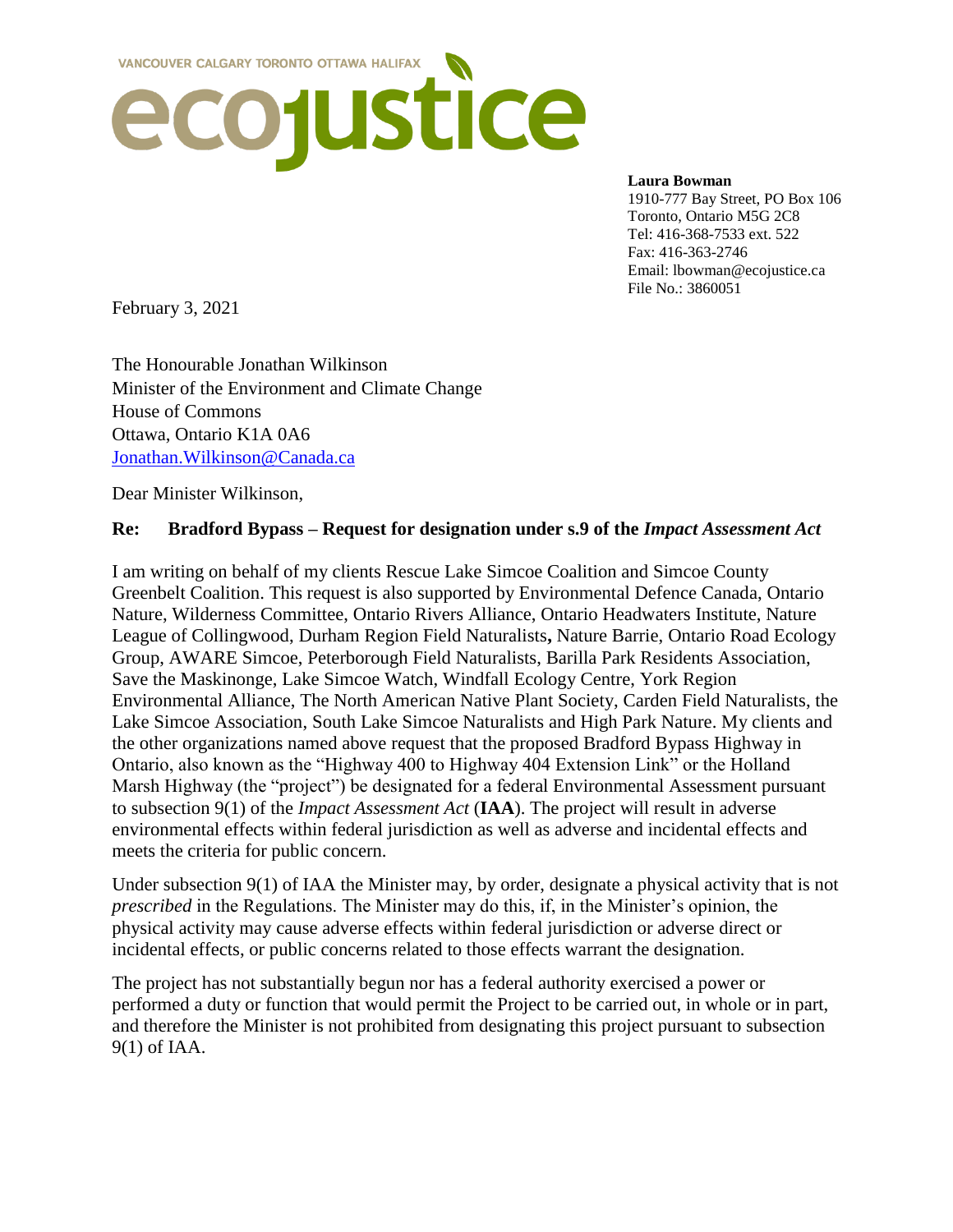VANCOUVER CALGARY TORONTO OTTAWA HALIFAX

ecojustice

**Laura Bowman**
1910-777 Bay Street, PO Box 106
Toronto, Ontario M5G 2C8
Tel: 416-368-7533 ext. 522
Fax: 416-363-2746
Email: lbowman@ecojustice.ca
File No.: 3860051

February 3, 2021

The Honourable Jonathan Wilkinson
Minister of the Environment and Climate Change
House of Commons
Ottawa, Ontario K1A 0A6
Jonathan.Wilkinson@Canada.ca

Dear Minister Wilkinson,

**Re: Bradford Bypass – Request for designation under s.9 of the *Impact Assessment Act***

I am writing on behalf of my clients Rescue Lake Simcoe Coalition and Simcoe County Greenbelt Coalition. This request is also supported by Environmental Defence Canada, Ontario Nature, Wilderness Committee, Ontario Rivers Alliance, Ontario Headwaters Institute, Nature League of Collingwood, Durham Region Field Naturalists**,** Nature Barrie, Ontario Road Ecology Group, AWARE Simcoe, Peterborough Field Naturalists, Barilla Park Residents Association, Save the Maskinonge, Lake Simcoe Watch, Windfall Ecology Centre, York Region Environmental Alliance, The North American Native Plant Society, Carden Field Naturalists, the Lake Simcoe Association, South Lake Simcoe Naturalists and High Park Nature. My clients and the other organizations named above request that the proposed Bradford Bypass Highway in Ontario, also known as the "Highway 400 to Highway 404 Extension Link" or the Holland Marsh Highway (the "project") be designated for a federal Environmental Assessment pursuant to subsection 9(1) of the *Impact Assessment Act* (**IAA**). The project will result in adverse environmental effects within federal jurisdiction as well as adverse and incidental effects and meets the criteria for public concern.

Under subsection 9(1) of IAA the Minister may, by order, designate a physical activity that is not *prescribed* in the Regulations. The Minister may do this, if, in the Minister's opinion, the physical activity may cause adverse effects within federal jurisdiction or adverse direct or incidental effects, or public concerns related to those effects warrant the designation.

The project has not substantially begun nor has a federal authority exercised a power or performed a duty or function that would permit the Project to be carried out, in whole or in part, and therefore the Minister is not prohibited from designating this project pursuant to subsection 9(1) of IAA.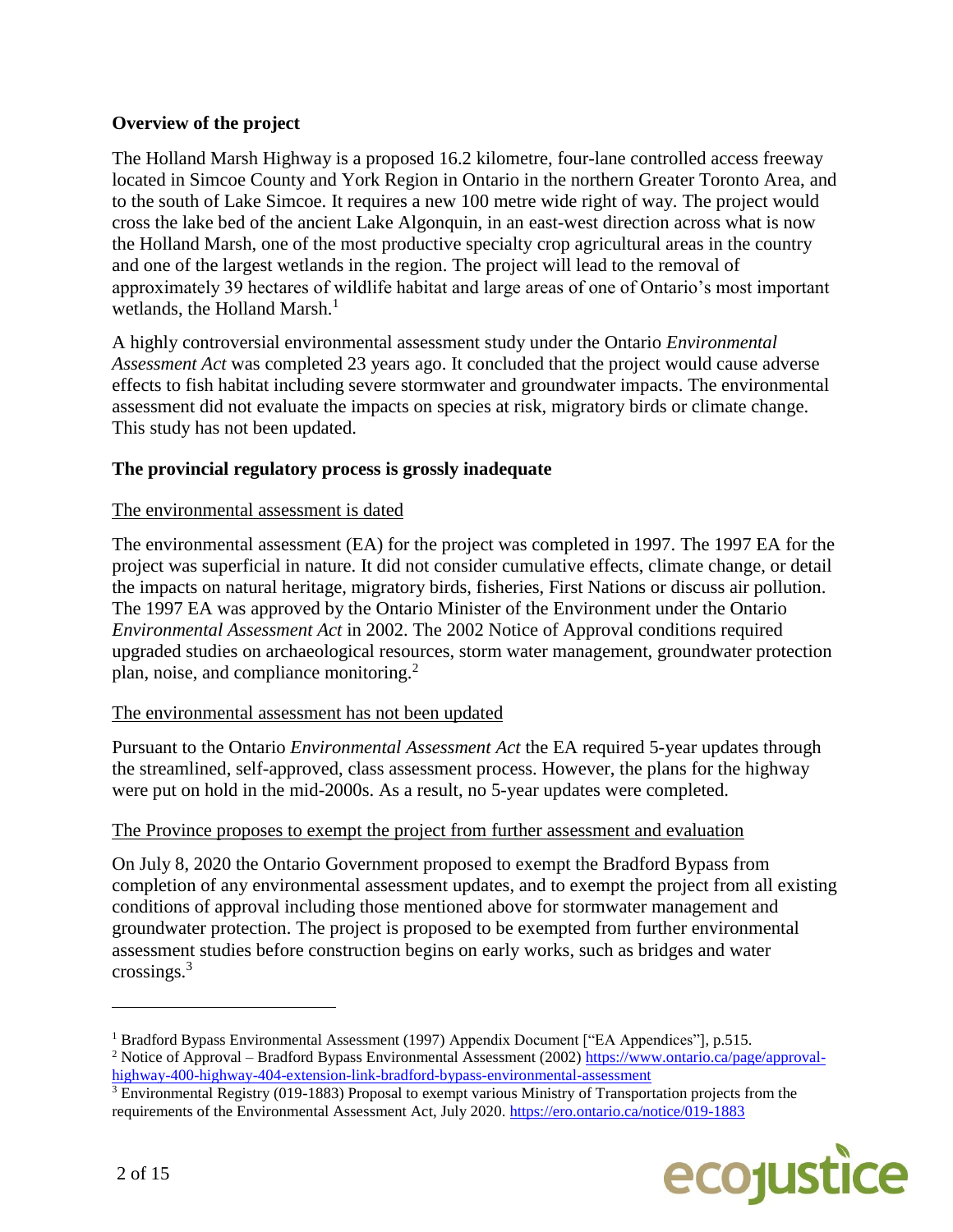**Overview of the project**

The Holland Marsh Highway is a proposed 16.2 kilometre, four-lane controlled access freeway located in Simcoe County and York Region in Ontario in the northern Greater Toronto Area, and to the south of Lake Simcoe. It requires a new 100 metre wide right of way. The project would cross the lake bed of the ancient Lake Algonquin, in an east-west direction across what is now the Holland Marsh, one of the most productive specialty crop agricultural areas in the country and one of the largest wetlands in the region. The project will lead to the removal of approximately 39 hectares of wildlife habitat and large areas of one of Ontario's most important wetlands, the Holland Marsh.[1]

A highly controversial environmental assessment study under the Ontario *Environmental Assessment Act* was completed 23 years ago. It concluded that the project would cause adverse effects to fish habitat including severe stormwater and groundwater impacts. The environmental assessment did not evaluate the impacts on species at risk, migratory birds or climate change. This study has not been updated.

**The provincial regulatory process is grossly inadequate**

<u>The environmental assessment is dated</u>

The environmental assessment (EA) for the project was completed in 1997. The 1997 EA for the project was superficial in nature. It did not consider cumulative effects, climate change, or detail the impacts on natural heritage, migratory birds, fisheries, First Nations or discuss air pollution. The 1997 EA was approved by the Ontario Minister of the Environment under the Ontario *Environmental Assessment Act* in 2002. The 2002 Notice of Approval conditions required upgraded studies on archaeological resources, storm water management, groundwater protection plan, noise, and compliance monitoring.[2]

<u>The environmental assessment has not been updated</u>

Pursuant to the Ontario *Environmental Assessment Act* the EA required 5-year updates through the streamlined, self-approved, class assessment process. However, the plans for the highway were put on hold in the mid-2000s. As a result, no 5-year updates were completed.

<u>The Province proposes to exempt the project from further assessment and evaluation</u>

On July 8, 2020 the Ontario Government proposed to exempt the Bradford Bypass from completion of any environmental assessment updates, and to exempt the project from all existing conditions of approval including those mentioned above for stormwater management and groundwater protection. The project is proposed to be exempted from further environmental assessment studies before construction begins on early works, such as bridges and water crossings.[3]

---

[1] Bradford Bypass Environmental Assessment (1997) Appendix Document ["EA Appendices"], p.515.

[2] Notice of Approval – Bradford Bypass Environmental Assessment (2002) https://www.ontario.ca/page/approval-highway-400-highway-404-extension-link-bradford-bypass-environmental-assessment

[3] Environmental Registry (019-1883) Proposal to exempt various Ministry of Transportation projects from the requirements of the Environmental Assessment Act, July 2020. https://ero.ontario.ca/notice/019-1883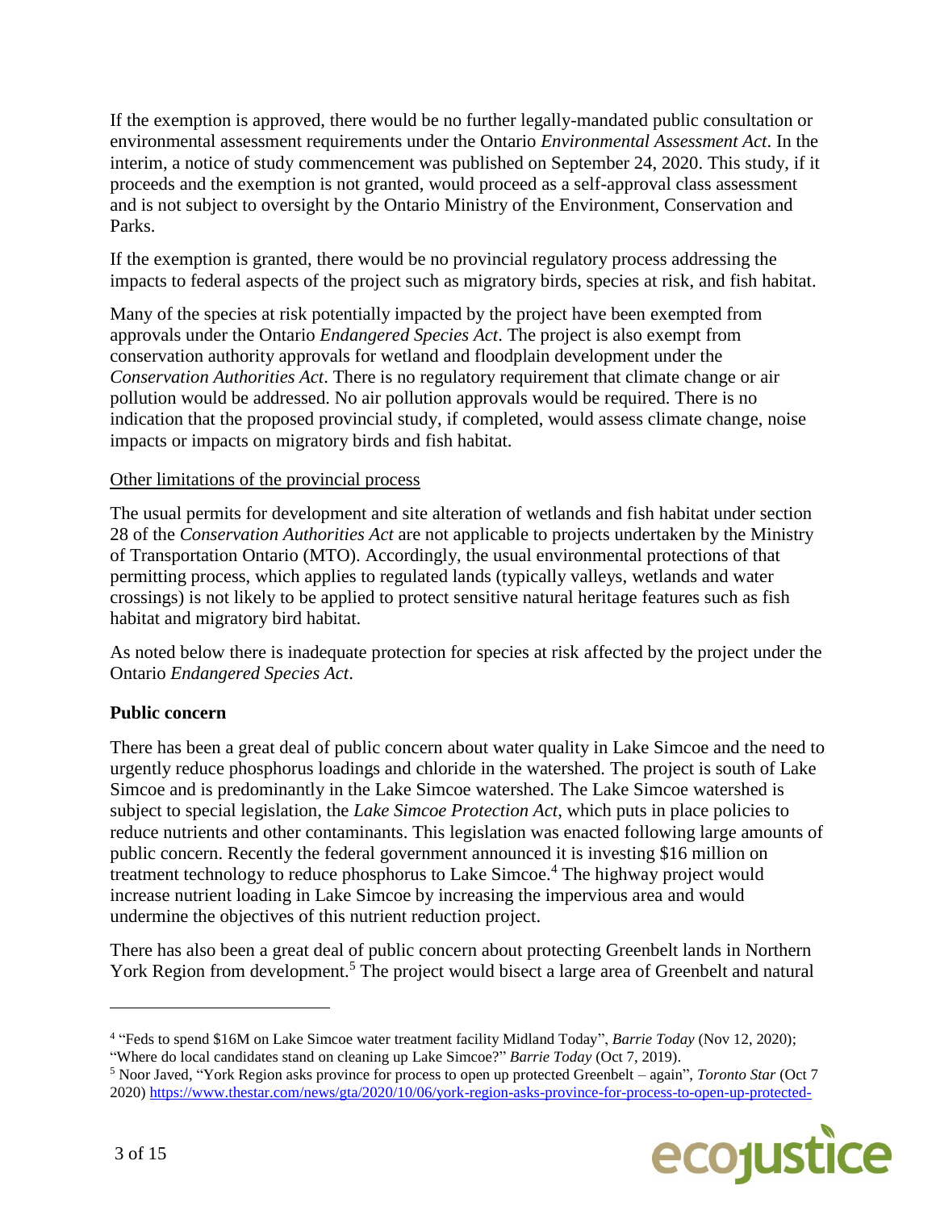If the exemption is approved, there would be no further legally-mandated public consultation or environmental assessment requirements under the Ontario *Environmental Assessment Act*. In the interim, a notice of study commencement was published on September 24, 2020. This study, if it proceeds and the exemption is not granted, would proceed as a self-approval class assessment and is not subject to oversight by the Ontario Ministry of the Environment, Conservation and Parks.

If the exemption is granted, there would be no provincial regulatory process addressing the impacts to federal aspects of the project such as migratory birds, species at risk, and fish habitat.

Many of the species at risk potentially impacted by the project have been exempted from approvals under the Ontario *Endangered Species Act*. The project is also exempt from conservation authority approvals for wetland and floodplain development under the *Conservation Authorities Act*. There is no regulatory requirement that climate change or air pollution would be addressed. No air pollution approvals would be required. There is no indication that the proposed provincial study, if completed, would assess climate change, noise impacts or impacts on migratory birds and fish habitat.

<u>Other limitations of the provincial process</u>

The usual permits for development and site alteration of wetlands and fish habitat under section 28 of the *Conservation Authorities Act* are not applicable to projects undertaken by the Ministry of Transportation Ontario (MTO). Accordingly, the usual environmental protections of that permitting process, which applies to regulated lands (typically valleys, wetlands and water crossings) is not likely to be applied to protect sensitive natural heritage features such as fish habitat and migratory bird habitat.

As noted below there is inadequate protection for species at risk affected by the project under the Ontario *Endangered Species Act*.

**Public concern**

There has been a great deal of public concern about water quality in Lake Simcoe and the need to urgently reduce phosphorus loadings and chloride in the watershed. The project is south of Lake Simcoe and is predominantly in the Lake Simcoe watershed. The Lake Simcoe watershed is subject to special legislation, the *Lake Simcoe Protection Act*, which puts in place policies to reduce nutrients and other contaminants. This legislation was enacted following large amounts of public concern. Recently the federal government announced it is investing $16 million on treatment technology to reduce phosphorus to Lake Simcoe.[4] The highway project would increase nutrient loading in Lake Simcoe by increasing the impervious area and would undermine the objectives of this nutrient reduction project.

There has also been a great deal of public concern about protecting Greenbelt lands in Northern York Region from development.[5] The project would bisect a large area of Greenbelt and natural

---

[4] "Feds to spend $16M on Lake Simcoe water treatment facility Midland Today", *Barrie Today* (Nov 12, 2020); "Where do local candidates stand on cleaning up Lake Simcoe?" *Barrie Today* (Oct 7, 2019).

[5] Noor Javed, "York Region asks province for process to open up protected Greenbelt – again", *Toronto Star* (Oct 7 2020) https://www.thestar.com/news/gta/2020/10/06/york-region-asks-province-for-process-to-open-up-protected-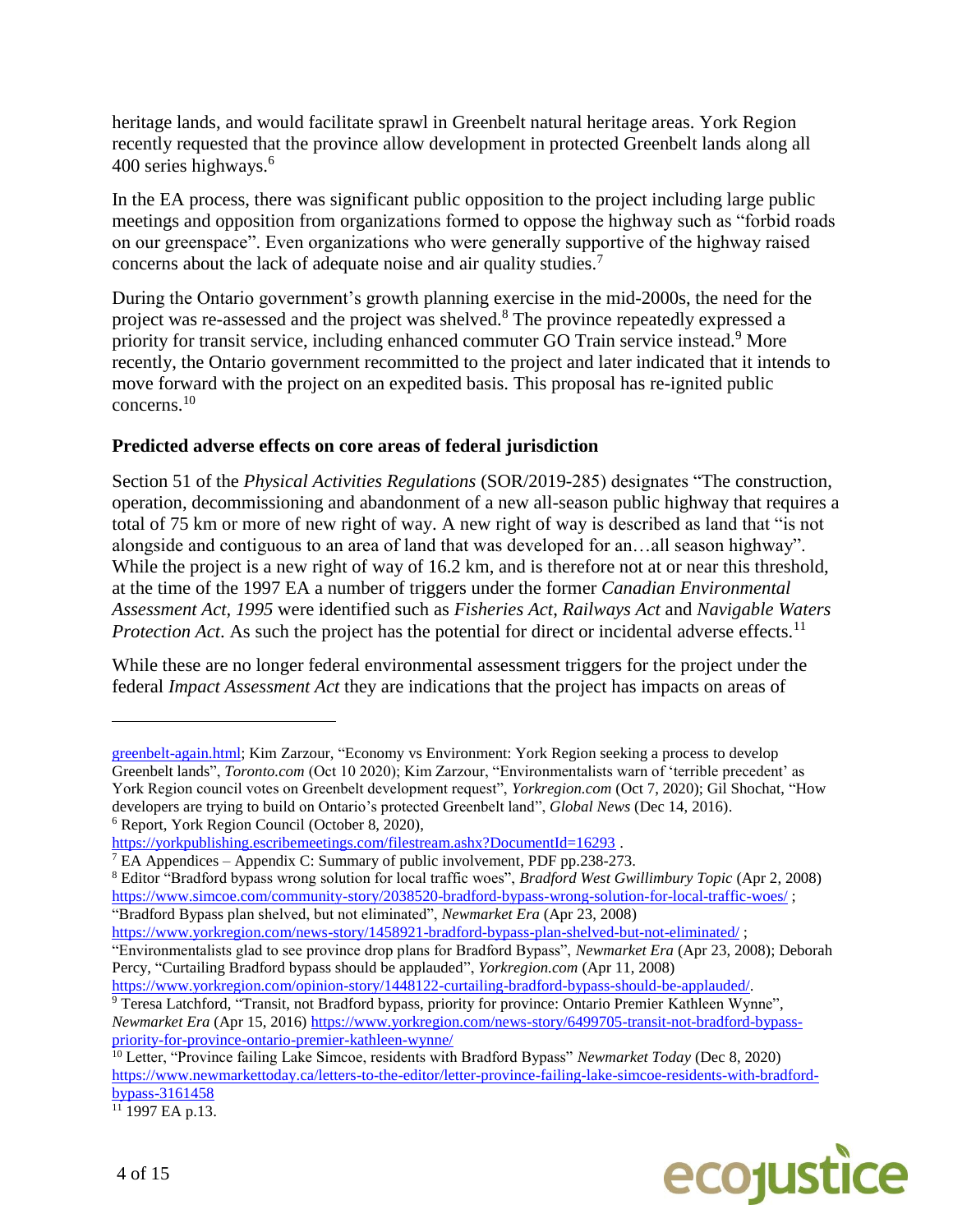heritage lands, and would facilitate sprawl in Greenbelt natural heritage areas. York Region recently requested that the province allow development in protected Greenbelt lands along all 400 series highways.[6]

In the EA process, there was significant public opposition to the project including large public meetings and opposition from organizations formed to oppose the highway such as "forbid roads on our greenspace". Even organizations who were generally supportive of the highway raised concerns about the lack of adequate noise and air quality studies.[7]

During the Ontario government's growth planning exercise in the mid-2000s, the need for the project was re-assessed and the project was shelved.[8] The province repeatedly expressed a priority for transit service, including enhanced commuter GO Train service instead.[9] More recently, the Ontario government recommitted to the project and later indicated that it intends to move forward with the project on an expedited basis. This proposal has re-ignited public concerns.[10]

**Predicted adverse effects on core areas of federal jurisdiction**

Section 51 of the *Physical Activities Regulations* (SOR/2019-285) designates "The construction, operation, decommissioning and abandonment of a new all-season public highway that requires a total of 75 km or more of new right of way. A new right of way is described as land that "is not alongside and contiguous to an area of land that was developed for an…all season highway". While the project is a new right of way of 16.2 km, and is therefore not at or near this threshold, at the time of the 1997 EA a number of triggers under the former *Canadian Environmental Assessment Act, 1995* were identified such as *Fisheries Act*, *Railways Act* and *Navigable Waters Protection Act*. As such the project has the potential for direct or incidental adverse effects.[11]

While these are no longer federal environmental assessment triggers for the project under the federal *Impact Assessment Act* they are indications that the project has impacts on areas of

---

greenbelt-again.html; Kim Zarzour, "Economy vs Environment: York Region seeking a process to develop Greenbelt lands", *Toronto.com* (Oct 10 2020); Kim Zarzour, "Environmentalists warn of 'terrible precedent' as York Region council votes on Greenbelt development request", *Yorkregion.com* (Oct 7, 2020); Gil Shochat, "How developers are trying to build on Ontario's protected Greenbelt land", *Global News* (Dec 14, 2016).

[6] Report, York Region Council (October 8, 2020), https://yorkpublishing.escribemeetings.com/filestream.ashx?DocumentId=16293 .

[7] EA Appendices – Appendix C: Summary of public involvement, PDF pp.238-273.

[8] Editor "Bradford bypass wrong solution for local traffic woes", *Bradford West Gwillimbury Topic* (Apr 2, 2008) https://www.simcoe.com/community-story/2038520-bradford-bypass-wrong-solution-for-local-traffic-woes/ ; "Bradford Bypass plan shelved, but not eliminated", *Newmarket Era* (Apr 23, 2008) https://www.yorkregion.com/news-story/1458921-bradford-bypass-plan-shelved-but-not-eliminated/ ; "Environmentalists glad to see province drop plans for Bradford Bypass", *Newmarket Era* (Apr 23, 2008); Deborah Percy, "Curtailing Bradford bypass should be applauded", *Yorkregion.com* (Apr 11, 2008) https://www.yorkregion.com/opinion-story/1448122-curtailing-bradford-bypass-should-be-applauded/.

[9] Teresa Latchford, "Transit, not Bradford bypass, priority for province: Ontario Premier Kathleen Wynne", *Newmarket Era* (Apr 15, 2016) https://www.yorkregion.com/news-story/6499705-transit-not-bradford-bypass-priority-for-province-ontario-premier-kathleen-wynne/

[10] Letter, "Province failing Lake Simcoe, residents with Bradford Bypass" *Newmarket Today* (Dec 8, 2020) https://www.newmarkettoday.ca/letters-to-the-editor/letter-province-failing-lake-simcoe-residents-with-bradford-bypass-3161458

[11] 1997 EA p.13.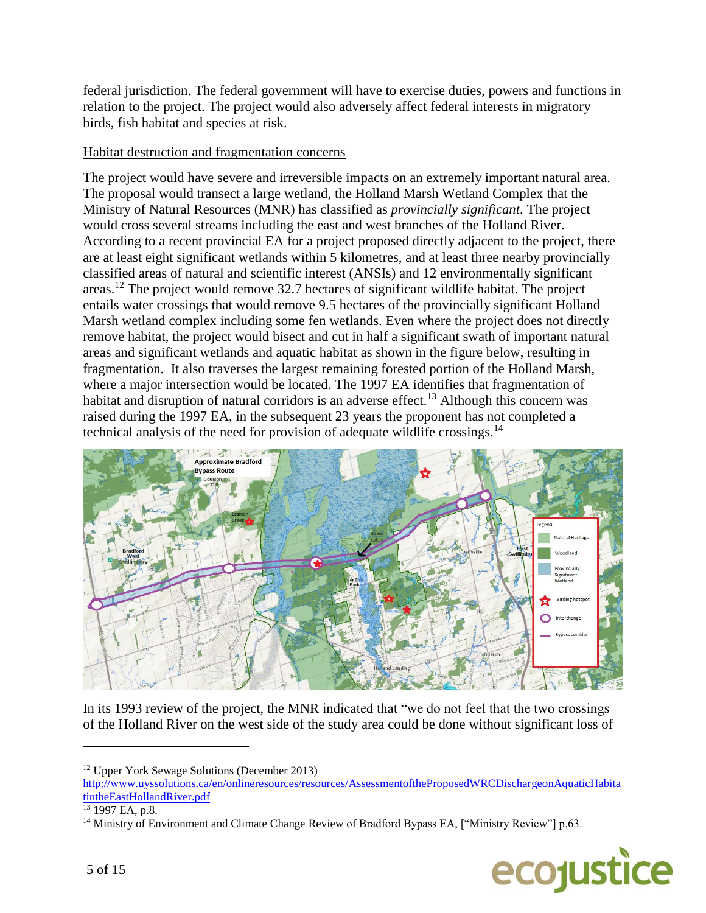federal jurisdiction. The federal government will have to exercise duties, powers and functions in relation to the project. The project would also adversely affect federal interests in migratory birds, fish habitat and species at risk.

## Habitat destruction and fragmentation concerns

The project would have severe and irreversible impacts on an extremely important natural area. The proposal would transect a large wetland, the Holland Marsh Wetland Complex that the Ministry of Natural Resources (MNR) has classified as *provincially significant*. The project would cross several streams including the east and west branches of the Holland River. According to a recent provincial EA for a project proposed directly adjacent to the project, there are at least eight significant wetlands within 5 kilometres, and at least three nearby provincially classified areas of natural and scientific interest (ANSIs) and 12 environmentally significant areas.[12] The project would remove 32.7 hectares of significant wildlife habitat. The project entails water crossings that would remove 9.5 hectares of the provincially significant Holland Marsh wetland complex including some fen wetlands. Even where the project does not directly remove habitat, the project would bisect and cut in half a significant swath of important natural areas and significant wetlands and aquatic habitat as shown in the figure below, resulting in fragmentation. It also traverses the largest remaining forested portion of the Holland Marsh, where a major intersection would be located. The 1997 EA identifies that fragmentation of habitat and disruption of natural corridors is an adverse effect.[13] Although this concern was raised during the 1997 EA, in the subsequent 23 years the proponent has not completed a technical analysis of the need for provision of adequate wildlife crossings.[14]

In its 1993 review of the project, the MNR indicated that "we do not feel that the two crossings of the Holland River on the west side of the study area could be done without significant loss of

---

[12] Upper York Sewage Solutions (December 2013) http://www.uyssolutions.ca/en/onlineresources/resources/AssessmentoftheProposedWRCDischargeonAquaticHabitatintheEastHollandRiver.pdf

[13] 1997 EA, p.8.

[14] Ministry of Environment and Climate Change Review of Bradford Bypass EA, ["Ministry Review"] p.63.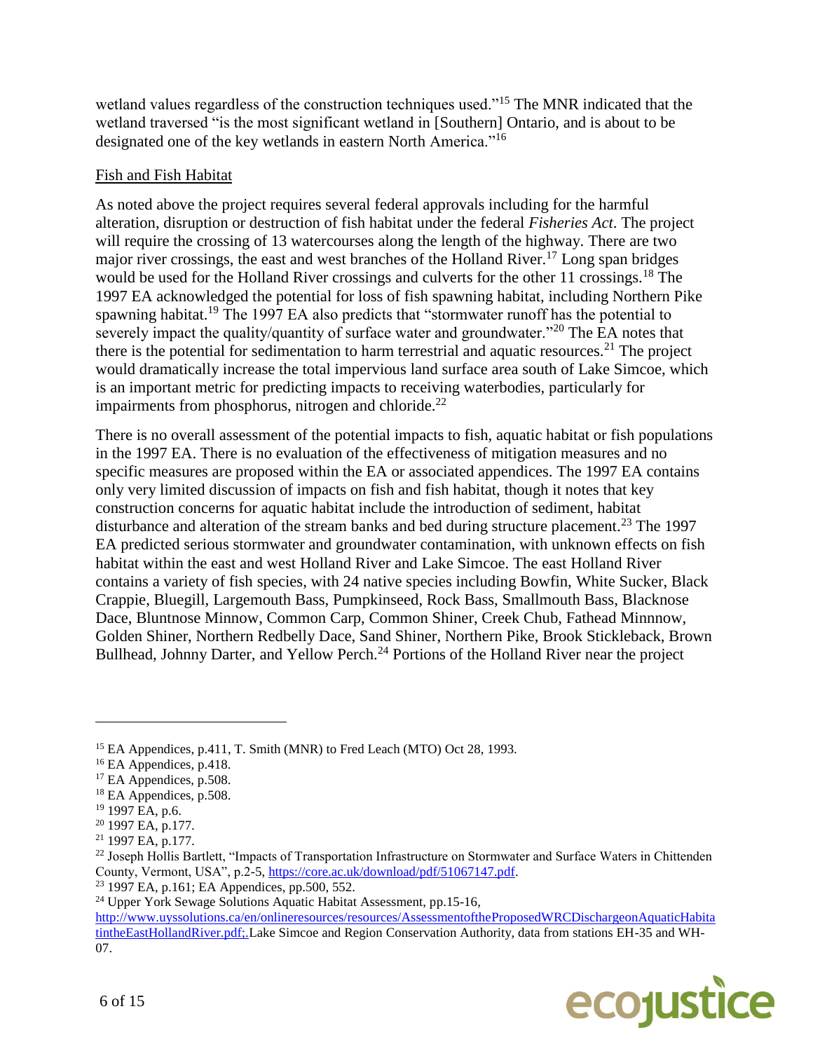wetland values regardless of the construction techniques used."[15] The MNR indicated that the wetland traversed "is the most significant wetland in [Southern] Ontario, and is about to be designated one of the key wetlands in eastern North America."[16]

Fish and Fish Habitat

As noted above the project requires several federal approvals including for the harmful alteration, disruption or destruction of fish habitat under the federal *Fisheries Act*. The project will require the crossing of 13 watercourses along the length of the highway. There are two major river crossings, the east and west branches of the Holland River.[17] Long span bridges would be used for the Holland River crossings and culverts for the other 11 crossings.[18] The 1997 EA acknowledged the potential for loss of fish spawning habitat, including Northern Pike spawning habitat.[19] The 1997 EA also predicts that "stormwater runoff has the potential to severely impact the quality/quantity of surface water and groundwater."[20] The EA notes that there is the potential for sedimentation to harm terrestrial and aquatic resources.[21] The project would dramatically increase the total impervious land surface area south of Lake Simcoe, which is an important metric for predicting impacts to receiving waterbodies, particularly for impairments from phosphorus, nitrogen and chloride.[22]

There is no overall assessment of the potential impacts to fish, aquatic habitat or fish populations in the 1997 EA. There is no evaluation of the effectiveness of mitigation measures and no specific measures are proposed within the EA or associated appendices. The 1997 EA contains only very limited discussion of impacts on fish and fish habitat, though it notes that key construction concerns for aquatic habitat include the introduction of sediment, habitat disturbance and alteration of the stream banks and bed during structure placement.[23] The 1997 EA predicted serious stormwater and groundwater contamination, with unknown effects on fish habitat within the east and west Holland River and Lake Simcoe. The east Holland River contains a variety of fish species, with 24 native species including Bowfin, White Sucker, Black Crappie, Bluegill, Largemouth Bass, Pumpkinseed, Rock Bass, Smallmouth Bass, Blacknose Dace, Bluntnose Minnow, Common Carp, Common Shiner, Creek Chub, Fathead Minnnow, Golden Shiner, Northern Redbelly Dace, Sand Shiner, Northern Pike, Brook Stickleback, Brown Bullhead, Johnny Darter, and Yellow Perch.[24] Portions of the Holland River near the project

---

[15] EA Appendices, p.411, T. Smith (MNR) to Fred Leach (MTO) Oct 28, 1993.

[16] EA Appendices, p.418.

[17] EA Appendices, p.508.

[18] EA Appendices, p.508.

[19] 1997 EA, p.6.

[20] 1997 EA, p.177.

[21] 1997 EA, p.177.

[22] Joseph Hollis Bartlett, "Impacts of Transportation Infrastructure on Stormwater and Surface Waters in Chittenden County, Vermont, USA", p.2-5, https://core.ac.uk/download/pdf/51067147.pdf.

[23] 1997 EA, p.161; EA Appendices, pp.500, 552.

[24] Upper York Sewage Solutions Aquatic Habitat Assessment, pp.15-16, http://www.uyssolutions.ca/en/onlineresources/resources/AssessmentoftheProposedWRCDischargeonAquaticHabitatintheEastHollandRiver.pdf;.Lake Simcoe and Region Conservation Authority, data from stations EH-35 and WH-07.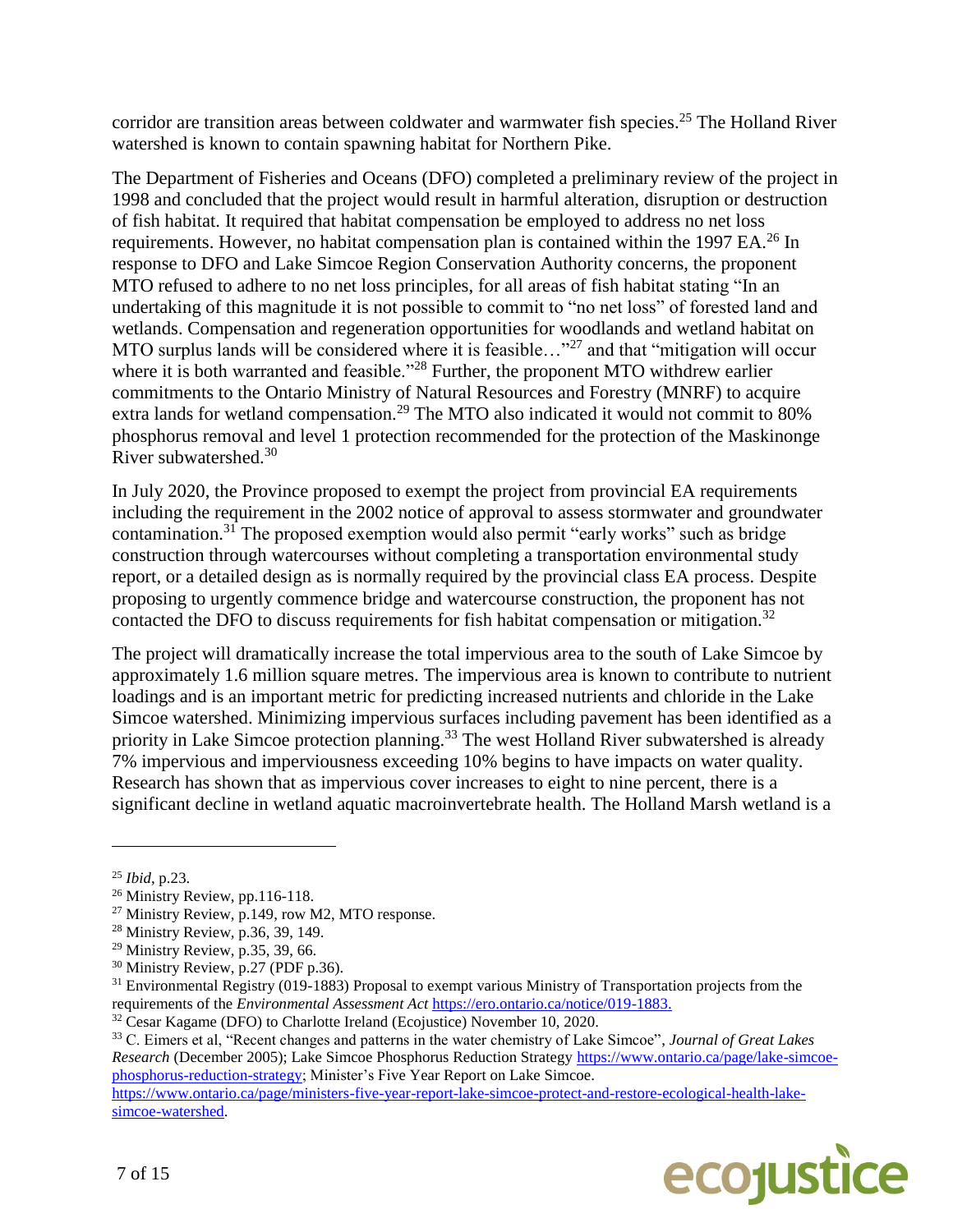corridor are transition areas between coldwater and warmwater fish species.[25] The Holland River watershed is known to contain spawning habitat for Northern Pike.

The Department of Fisheries and Oceans (DFO) completed a preliminary review of the project in 1998 and concluded that the project would result in harmful alteration, disruption or destruction of fish habitat. It required that habitat compensation be employed to address no net loss requirements. However, no habitat compensation plan is contained within the 1997 EA.[26] In response to DFO and Lake Simcoe Region Conservation Authority concerns, the proponent MTO refused to adhere to no net loss principles, for all areas of fish habitat stating "In an undertaking of this magnitude it is not possible to commit to "no net loss" of forested land and wetlands. Compensation and regeneration opportunities for woodlands and wetland habitat on MTO surplus lands will be considered where it is feasible…"[27] and that "mitigation will occur where it is both warranted and feasible."[28] Further, the proponent MTO withdrew earlier commitments to the Ontario Ministry of Natural Resources and Forestry (MNRF) to acquire extra lands for wetland compensation.[29] The MTO also indicated it would not commit to 80% phosphorus removal and level 1 protection recommended for the protection of the Maskinonge River subwatershed.[30]

In July 2020, the Province proposed to exempt the project from provincial EA requirements including the requirement in the 2002 notice of approval to assess stormwater and groundwater contamination.[31] The proposed exemption would also permit "early works" such as bridge construction through watercourses without completing a transportation environmental study report, or a detailed design as is normally required by the provincial class EA process. Despite proposing to urgently commence bridge and watercourse construction, the proponent has not contacted the DFO to discuss requirements for fish habitat compensation or mitigation.[32]

The project will dramatically increase the total impervious area to the south of Lake Simcoe by approximately 1.6 million square metres. The impervious area is known to contribute to nutrient loadings and is an important metric for predicting increased nutrients and chloride in the Lake Simcoe watershed. Minimizing impervious surfaces including pavement has been identified as a priority in Lake Simcoe protection planning.[33] The west Holland River subwatershed is already 7% impervious and imperviousness exceeding 10% begins to have impacts on water quality. Research has shown that as impervious cover increases to eight to nine percent, there is a significant decline in wetland aquatic macroinvertebrate health. The Holland Marsh wetland is a

---

[25] *Ibid*, p.23.

[26] Ministry Review, pp.116-118.

[27] Ministry Review, p.149, row M2, MTO response.

[28] Ministry Review, p.36, 39, 149.

[29] Ministry Review, p.35, 39, 66.

[30] Ministry Review, p.27 (PDF p.36).

[31] Environmental Registry (019-1883) Proposal to exempt various Ministry of Transportation projects from the requirements of the *Environmental Assessment Act* https://ero.ontario.ca/notice/019-1883.

[32] Cesar Kagame (DFO) to Charlotte Ireland (Ecojustice) November 10, 2020.

[33] C. Eimers et al, "Recent changes and patterns in the water chemistry of Lake Simcoe", *Journal of Great Lakes Research* (December 2005); Lake Simcoe Phosphorus Reduction Strategy https://www.ontario.ca/page/lake-simcoe-phosphorus-reduction-strategy; Minister's Five Year Report on Lake Simcoe. https://www.ontario.ca/page/ministers-five-year-report-lake-simcoe-protect-and-restore-ecological-health-lake-simcoe-watershed.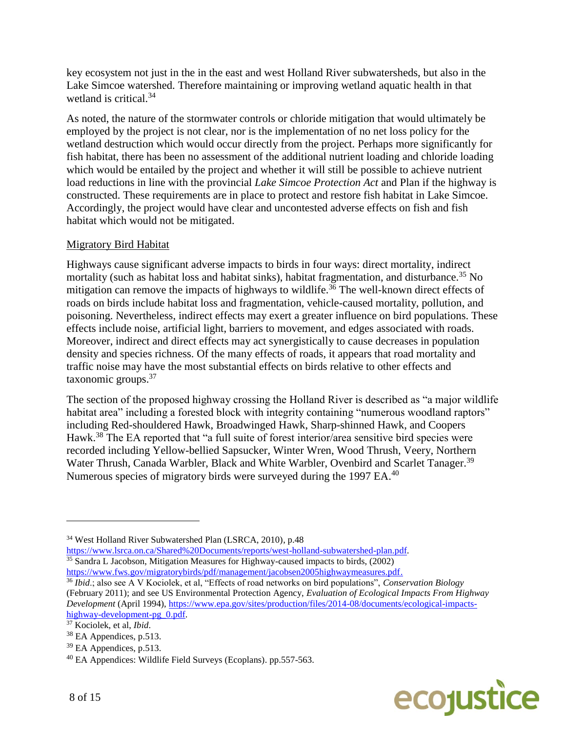key ecosystem not just in the in the east and west Holland River subwatersheds, but also in the Lake Simcoe watershed. Therefore maintaining or improving wetland aquatic health in that wetland is critical.[34]

As noted, the nature of the stormwater controls or chloride mitigation that would ultimately be employed by the project is not clear, nor is the implementation of no net loss policy for the wetland destruction which would occur directly from the project. Perhaps more significantly for fish habitat, there has been no assessment of the additional nutrient loading and chloride loading which would be entailed by the project and whether it will still be possible to achieve nutrient load reductions in line with the provincial *Lake Simcoe Protection Act* and Plan if the highway is constructed. These requirements are in place to protect and restore fish habitat in Lake Simcoe. Accordingly, the project would have clear and uncontested adverse effects on fish and fish habitat which would not be mitigated.

Migratory Bird Habitat

Highways cause significant adverse impacts to birds in four ways: direct mortality, indirect mortality (such as habitat loss and habitat sinks), habitat fragmentation, and disturbance.[35] No mitigation can remove the impacts of highways to wildlife.[36] The well-known direct effects of roads on birds include habitat loss and fragmentation, vehicle-caused mortality, pollution, and poisoning. Nevertheless, indirect effects may exert a greater influence on bird populations. These effects include noise, artificial light, barriers to movement, and edges associated with roads. Moreover, indirect and direct effects may act synergistically to cause decreases in population density and species richness. Of the many effects of roads, it appears that road mortality and traffic noise may have the most substantial effects on birds relative to other effects and taxonomic groups.[37]

The section of the proposed highway crossing the Holland River is described as "a major wildlife habitat area" including a forested block with integrity containing "numerous woodland raptors" including Red-shouldered Hawk, Broadwinged Hawk, Sharp-shinned Hawk, and Coopers Hawk.[38] The EA reported that "a full suite of forest interior/area sensitive bird species were recorded including Yellow-bellied Sapsucker, Winter Wren, Wood Thrush, Veery, Northern Water Thrush, Canada Warbler, Black and White Warbler, Ovenbird and Scarlet Tanager.[39] Numerous species of migratory birds were surveyed during the 1997 EA.[40]

---

[34] West Holland River Subwatershed Plan (LSRCA, 2010), p.48 https://www.lsrca.on.ca/Shared%20Documents/reports/west-holland-subwatershed-plan.pdf.

[35] Sandra L Jacobson, Mitigation Measures for Highway-caused impacts to birds, (2002) https://www.fws.gov/migratorybirds/pdf/management/jacobsen2005highwaymeasures.pdf.

[36] *Ibid*.; also see A V Kociolek, et al, "Effects of road networks on bird populations", *Conservation Biology* (February 2011); and see US Environmental Protection Agency, *Evaluation of Ecological Impacts From Highway Development* (April 1994), https://www.epa.gov/sites/production/files/2014-08/documents/ecological-impacts-highway-development-pg_0.pdf.

[37] Kociolek, et al, *Ibid*.

[38] EA Appendices, p.513.

[39] EA Appendices, p.513.

[40] EA Appendices: Wildlife Field Surveys (Ecoplans). pp.557-563.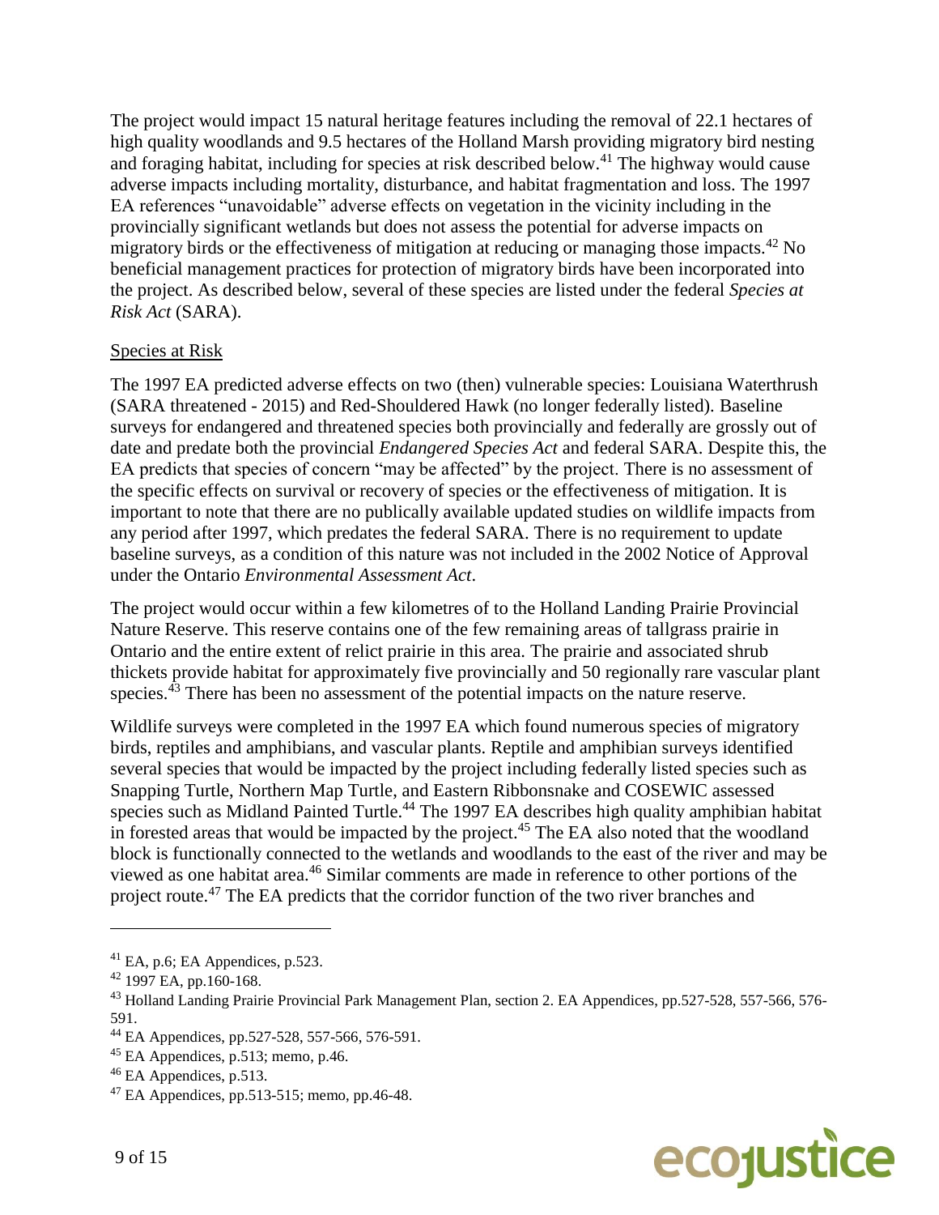The project would impact 15 natural heritage features including the removal of 22.1 hectares of high quality woodlands and 9.5 hectares of the Holland Marsh providing migratory bird nesting and foraging habitat, including for species at risk described below.[41] The highway would cause adverse impacts including mortality, disturbance, and habitat fragmentation and loss. The 1997 EA references "unavoidable" adverse effects on vegetation in the vicinity including in the provincially significant wetlands but does not assess the potential for adverse impacts on migratory birds or the effectiveness of mitigation at reducing or managing those impacts.[42] No beneficial management practices for protection of migratory birds have been incorporated into the project. As described below, several of these species are listed under the federal *Species at Risk Act* (SARA).

Species at Risk

The 1997 EA predicted adverse effects on two (then) vulnerable species: Louisiana Waterthrush (SARA threatened - 2015) and Red-Shouldered Hawk (no longer federally listed). Baseline surveys for endangered and threatened species both provincially and federally are grossly out of date and predate both the provincial *Endangered Species Act* and federal SARA. Despite this, the EA predicts that species of concern "may be affected" by the project. There is no assessment of the specific effects on survival or recovery of species or the effectiveness of mitigation. It is important to note that there are no publically available updated studies on wildlife impacts from any period after 1997, which predates the federal SARA. There is no requirement to update baseline surveys, as a condition of this nature was not included in the 2002 Notice of Approval under the Ontario *Environmental Assessment Act*.

The project would occur within a few kilometres of to the Holland Landing Prairie Provincial Nature Reserve. This reserve contains one of the few remaining areas of tallgrass prairie in Ontario and the entire extent of relict prairie in this area. The prairie and associated shrub thickets provide habitat for approximately five provincially and 50 regionally rare vascular plant species.[43] There has been no assessment of the potential impacts on the nature reserve.

Wildlife surveys were completed in the 1997 EA which found numerous species of migratory birds, reptiles and amphibians, and vascular plants. Reptile and amphibian surveys identified several species that would be impacted by the project including federally listed species such as Snapping Turtle, Northern Map Turtle, and Eastern Ribbonsnake and COSEWIC assessed species such as Midland Painted Turtle.[44] The 1997 EA describes high quality amphibian habitat in forested areas that would be impacted by the project.[45] The EA also noted that the woodland block is functionally connected to the wetlands and woodlands to the east of the river and may be viewed as one habitat area.[46] Similar comments are made in reference to other portions of the project route.[47] The EA predicts that the corridor function of the two river branches and

---

[41] EA, p.6; EA Appendices, p.523.

[42] 1997 EA, pp.160-168.

[43] Holland Landing Prairie Provincial Park Management Plan, section 2. EA Appendices, pp.527-528, 557-566, 576-591.

[44] EA Appendices, pp.527-528, 557-566, 576-591.

[45] EA Appendices, p.513; memo, p.46.

[46] EA Appendices, p.513.

[47] EA Appendices, pp.513-515; memo, pp.46-48.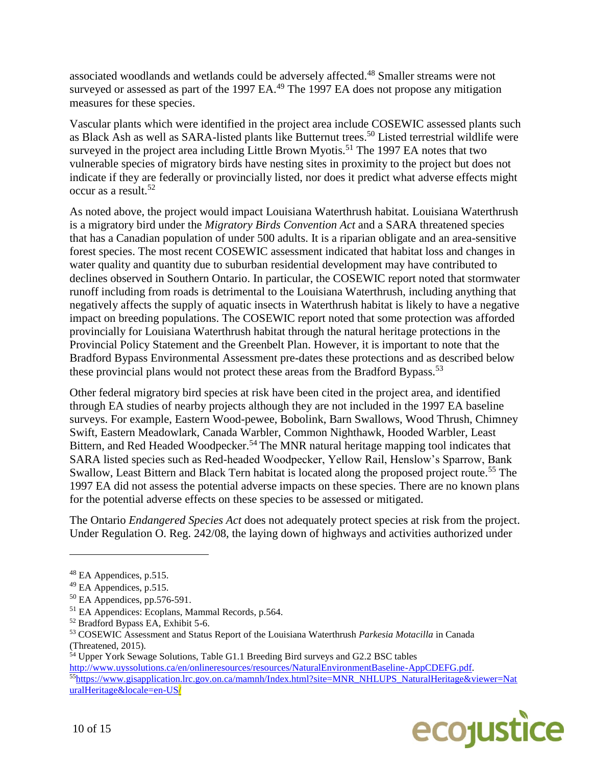associated woodlands and wetlands could be adversely affected.[48] Smaller streams were not surveyed or assessed as part of the 1997 EA.[49] The 1997 EA does not propose any mitigation measures for these species.

Vascular plants which were identified in the project area include COSEWIC assessed plants such as Black Ash as well as SARA-listed plants like Butternut trees.[50] Listed terrestrial wildlife were surveyed in the project area including Little Brown Myotis.[51] The 1997 EA notes that two vulnerable species of migratory birds have nesting sites in proximity to the project but does not indicate if they are federally or provincially listed, nor does it predict what adverse effects might occur as a result.[52]

As noted above, the project would impact Louisiana Waterthrush habitat. Louisiana Waterthrush is a migratory bird under the *Migratory Birds Convention Act* and a SARA threatened species that has a Canadian population of under 500 adults. It is a riparian obligate and an area-sensitive forest species. The most recent COSEWIC assessment indicated that habitat loss and changes in water quality and quantity due to suburban residential development may have contributed to declines observed in Southern Ontario. In particular, the COSEWIC report noted that stormwater runoff including from roads is detrimental to the Louisiana Waterthrush, including anything that negatively affects the supply of aquatic insects in Waterthrush habitat is likely to have a negative impact on breeding populations. The COSEWIC report noted that some protection was afforded provincially for Louisiana Waterthrush habitat through the natural heritage protections in the Provincial Policy Statement and the Greenbelt Plan. However, it is important to note that the Bradford Bypass Environmental Assessment pre-dates these protections and as described below these provincial plans would not protect these areas from the Bradford Bypass.[53]

Other federal migratory bird species at risk have been cited in the project area, and identified through EA studies of nearby projects although they are not included in the 1997 EA baseline surveys. For example, Eastern Wood-pewee, Bobolink, Barn Swallows, Wood Thrush, Chimney Swift, Eastern Meadowlark, Canada Warbler, Common Nighthawk, Hooded Warbler, Least Bittern, and Red Headed Woodpecker.[54] The MNR natural heritage mapping tool indicates that SARA listed species such as Red-headed Woodpecker, Yellow Rail, Henslow's Sparrow, Bank Swallow, Least Bittern and Black Tern habitat is located along the proposed project route.[55] The 1997 EA did not assess the potential adverse impacts on these species. There are no known plans for the potential adverse effects on these species to be assessed or mitigated.

The Ontario *Endangered Species Act* does not adequately protect species at risk from the project. Under Regulation O. Reg. 242/08, the laying down of highways and activities authorized under

---

[48] EA Appendices, p.515.

[49] EA Appendices, p.515.

[50] EA Appendices, pp.576-591.

[51] EA Appendices: Ecoplans, Mammal Records, p.564.

[52] Bradford Bypass EA, Exhibit 5-6.

[53] COSEWIC Assessment and Status Report of the Louisiana Waterthrush *Parkesia Motacilla* in Canada (Threatened, 2015).

[54] Upper York Sewage Solutions, Table G1.1 Breeding Bird surveys and G2.2 BSC tables http://www.uyssolutions.ca/en/onlineresources/resources/NaturalEnvironmentBaseline-AppCDEFG.pdf.

[55] https://www.gisapplication.lrc.gov.on.ca/mamnh/Index.html?site=MNR_NHLUPS_NaturalHeritage&viewer=NaturalHeritage&locale=en-US/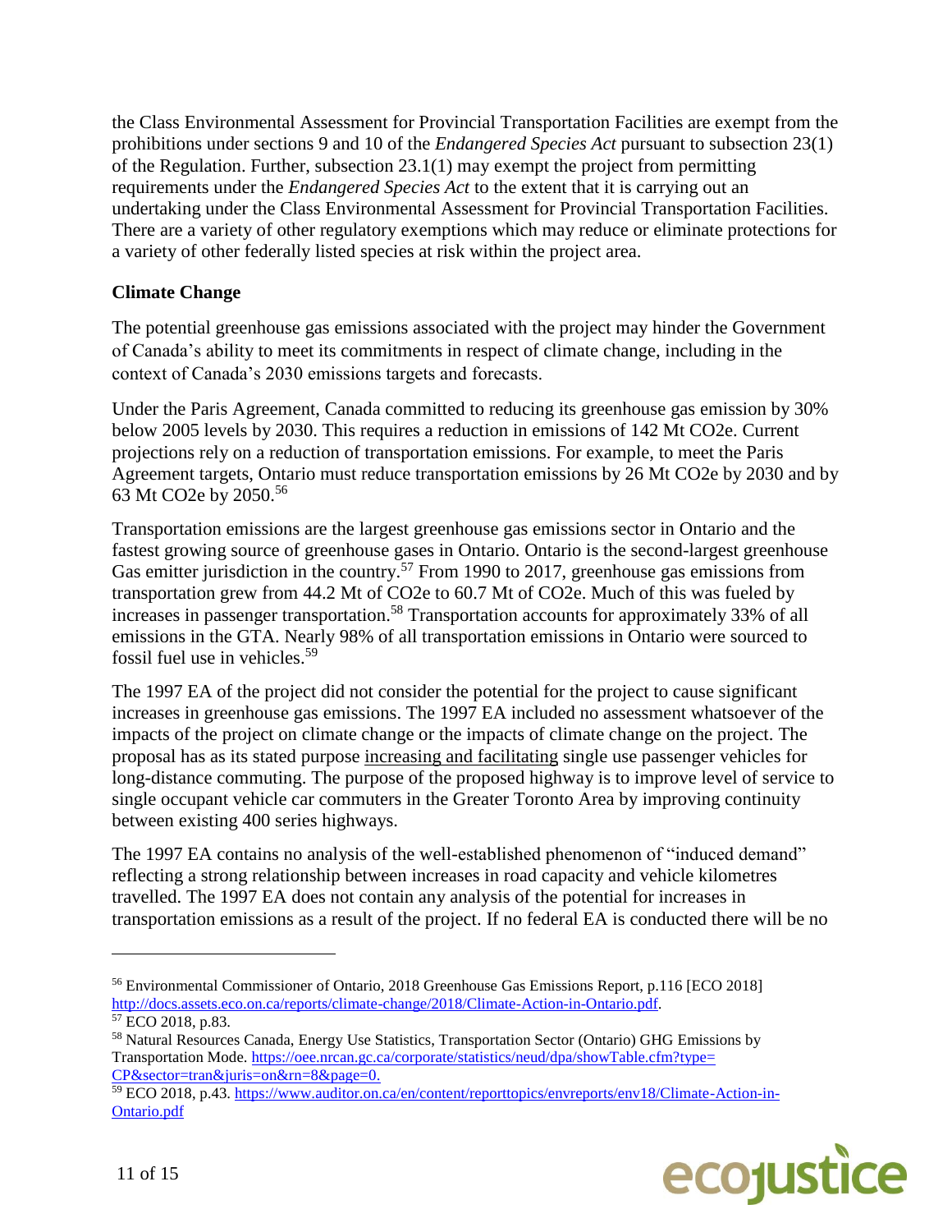the Class Environmental Assessment for Provincial Transportation Facilities are exempt from the prohibitions under sections 9 and 10 of the *Endangered Species Act* pursuant to subsection 23(1) of the Regulation. Further, subsection 23.1(1) may exempt the project from permitting requirements under the *Endangered Species Act* to the extent that it is carrying out an undertaking under the Class Environmental Assessment for Provincial Transportation Facilities. There are a variety of other regulatory exemptions which may reduce or eliminate protections for a variety of other federally listed species at risk within the project area.

**Climate Change**

The potential greenhouse gas emissions associated with the project may hinder the Government of Canada's ability to meet its commitments in respect of climate change, including in the context of Canada's 2030 emissions targets and forecasts.

Under the Paris Agreement, Canada committed to reducing its greenhouse gas emission by 30% below 2005 levels by 2030. This requires a reduction in emissions of 142 Mt CO2e. Current projections rely on a reduction of transportation emissions. For example, to meet the Paris Agreement targets, Ontario must reduce transportation emissions by 26 Mt CO2e by 2030 and by 63 Mt CO2e by 2050.[56]

Transportation emissions are the largest greenhouse gas emissions sector in Ontario and the fastest growing source of greenhouse gases in Ontario. Ontario is the second-largest greenhouse Gas emitter jurisdiction in the country.[57] From 1990 to 2017, greenhouse gas emissions from transportation grew from 44.2 Mt of CO2e to 60.7 Mt of CO2e. Much of this was fueled by increases in passenger transportation.[58] Transportation accounts for approximately 33% of all emissions in the GTA. Nearly 98% of all transportation emissions in Ontario were sourced to fossil fuel use in vehicles.[59]

The 1997 EA of the project did not consider the potential for the project to cause significant increases in greenhouse gas emissions. The 1997 EA included no assessment whatsoever of the impacts of the project on climate change or the impacts of climate change on the project. The proposal has as its stated purpose <u>increasing and facilitating</u> single use passenger vehicles for long-distance commuting. The purpose of the proposed highway is to improve level of service to single occupant vehicle car commuters in the Greater Toronto Area by improving continuity between existing 400 series highways.

The 1997 EA contains no analysis of the well-established phenomenon of "induced demand" reflecting a strong relationship between increases in road capacity and vehicle kilometres travelled. The 1997 EA does not contain any analysis of the potential for increases in transportation emissions as a result of the project. If no federal EA is conducted there will be no

---

[56] Environmental Commissioner of Ontario, 2018 Greenhouse Gas Emissions Report, p.116 [ECO 2018] http://docs.assets.eco.on.ca/reports/climate-change/2018/Climate-Action-in-Ontario.pdf.

[57] ECO 2018, p.83.

[58] Natural Resources Canada, Energy Use Statistics, Transportation Sector (Ontario) GHG Emissions by Transportation Mode. https://oee.nrcan.gc.ca/corporate/statistics/neud/dpa/showTable.cfm?type=CP&sector=tran&juris=on&rn=8&page=0.

[59] ECO 2018, p.43. https://www.auditor.on.ca/en/content/reporttopics/envreports/env18/Climate-Action-in-Ontario.pdf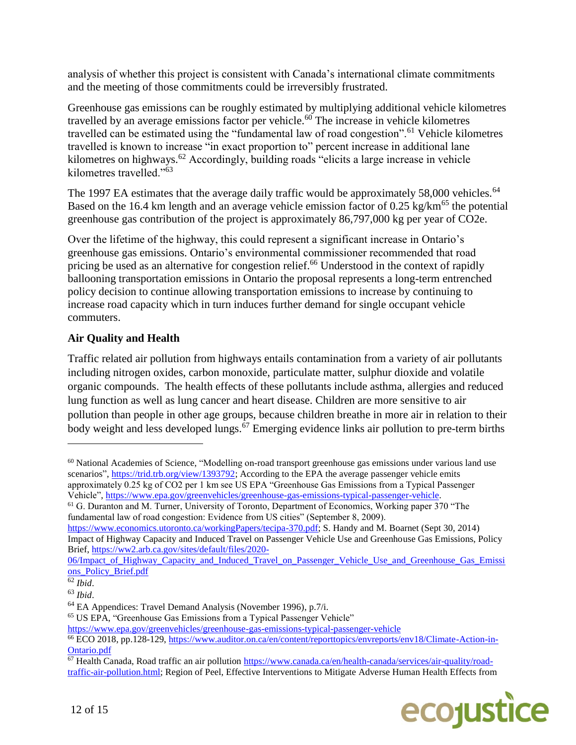analysis of whether this project is consistent with Canada's international climate commitments and the meeting of those commitments could be irreversibly frustrated.

Greenhouse gas emissions can be roughly estimated by multiplying additional vehicle kilometres travelled by an average emissions factor per vehicle.[60] The increase in vehicle kilometres travelled can be estimated using the "fundamental law of road congestion".[61] Vehicle kilometres travelled is known to increase "in exact proportion to" percent increase in additional lane kilometres on highways.[62] Accordingly, building roads "elicits a large increase in vehicle kilometres travelled."[63]

The 1997 EA estimates that the average daily traffic would be approximately 58,000 vehicles.[64] Based on the 16.4 km length and an average vehicle emission factor of 0.25 kg/km[65] the potential greenhouse gas contribution of the project is approximately 86,797,000 kg per year of CO2e.

Over the lifetime of the highway, this could represent a significant increase in Ontario's greenhouse gas emissions. Ontario's environmental commissioner recommended that road pricing be used as an alternative for congestion relief.[66] Understood in the context of rapidly ballooning transportation emissions in Ontario the proposal represents a long-term entrenched policy decision to continue allowing transportation emissions to increase by continuing to increase road capacity which in turn induces further demand for single occupant vehicle commuters.

**Air Quality and Health**

Traffic related air pollution from highways entails contamination from a variety of air pollutants including nitrogen oxides, carbon monoxide, particulate matter, sulphur dioxide and volatile organic compounds. The health effects of these pollutants include asthma, allergies and reduced lung function as well as lung cancer and heart disease. Children are more sensitive to air pollution than people in other age groups, because children breathe in more air in relation to their body weight and less developed lungs.[67] Emerging evidence links air pollution to pre-term births

---

[60] National Academies of Science, "Modelling on-road transport greenhouse gas emissions under various land use scenarios", https://trid.trb.org/view/1393792; According to the EPA the average passenger vehicle emits approximately 0.25 kg of CO2 per 1 km see US EPA "Greenhouse Gas Emissions from a Typical Passenger Vehicle", https://www.epa.gov/greenvehicles/greenhouse-gas-emissions-typical-passenger-vehicle.

[61] G. Duranton and M. Turner, University of Toronto, Department of Economics, Working paper 370 "The fundamental law of road congestion: Evidence from US cities" (September 8, 2009). https://www.economics.utoronto.ca/workingPapers/tecipa-370.pdf; S. Handy and M. Boarnet (Sept 30, 2014) Impact of Highway Capacity and Induced Travel on Passenger Vehicle Use and Greenhouse Gas Emissions, Policy Brief, https://ww2.arb.ca.gov/sites/default/files/2020-06/Impact_of_Highway_Capacity_and_Induced_Travel_on_Passenger_Vehicle_Use_and_Greenhouse_Gas_Emissions_Policy_Brief.pdf

[62] *Ibid*.

[63] *Ibid*.

[64] EA Appendices: Travel Demand Analysis (November 1996), p.7/i.

[65] US EPA, "Greenhouse Gas Emissions from a Typical Passenger Vehicle" https://www.epa.gov/greenvehicles/greenhouse-gas-emissions-typical-passenger-vehicle

[66] ECO 2018, pp.128-129, https://www.auditor.on.ca/en/content/reporttopics/envreports/env18/Climate-Action-in-Ontario.pdf

[67] Health Canada, Road traffic an air pollution https://www.canada.ca/en/health-canada/services/air-quality/road-traffic-air-pollution.html; Region of Peel, Effective Interventions to Mitigate Adverse Human Health Effects from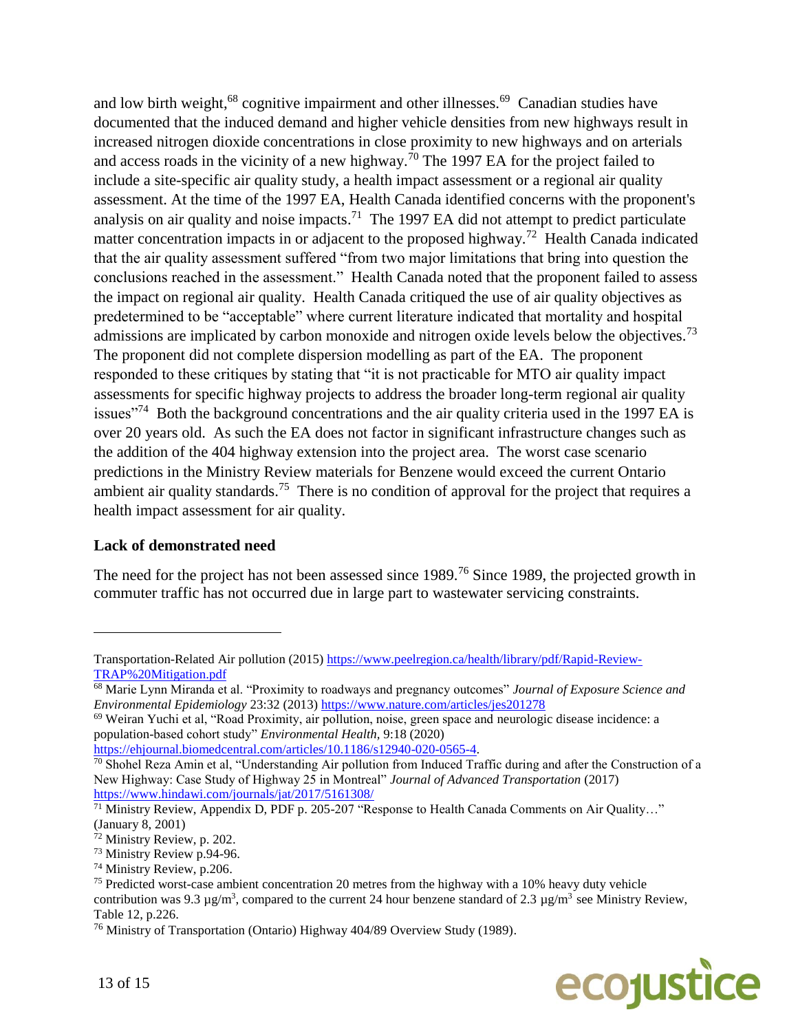and low birth weight,[68] cognitive impairment and other illnesses.[69] Canadian studies have documented that the induced demand and higher vehicle densities from new highways result in increased nitrogen dioxide concentrations in close proximity to new highways and on arterials and access roads in the vicinity of a new highway.[70] The 1997 EA for the project failed to include a site-specific air quality study, a health impact assessment or a regional air quality assessment. At the time of the 1997 EA, Health Canada identified concerns with the proponent's analysis on air quality and noise impacts.[71] The 1997 EA did not attempt to predict particulate matter concentration impacts in or adjacent to the proposed highway.[72] Health Canada indicated that the air quality assessment suffered "from two major limitations that bring into question the conclusions reached in the assessment." Health Canada noted that the proponent failed to assess the impact on regional air quality. Health Canada critiqued the use of air quality objectives as predetermined to be "acceptable" where current literature indicated that mortality and hospital admissions are implicated by carbon monoxide and nitrogen oxide levels below the objectives.[73] The proponent did not complete dispersion modelling as part of the EA. The proponent responded to these critiques by stating that "it is not practicable for MTO air quality impact assessments for specific highway projects to address the broader long-term regional air quality issues"[74] Both the background concentrations and the air quality criteria used in the 1997 EA is over 20 years old. As such the EA does not factor in significant infrastructure changes such as the addition of the 404 highway extension into the project area. The worst case scenario predictions in the Ministry Review materials for Benzene would exceed the current Ontario ambient air quality standards.[75] There is no condition of approval for the project that requires a health impact assessment for air quality.

**Lack of demonstrated need**

The need for the project has not been assessed since 1989.[76] Since 1989, the projected growth in commuter traffic has not occurred due in large part to wastewater servicing constraints.

---

Transportation-Related Air pollution (2015) https://www.peelregion.ca/health/library/pdf/Rapid-Review-TRAP%20Mitigation.pdf

[68] Marie Lynn Miranda et al. "Proximity to roadways and pregnancy outcomes" *Journal of Exposure Science and Environmental Epidemiology* 23:32 (2013) https://www.nature.com/articles/jes201278

[69] Weiran Yuchi et al, "Road Proximity, air pollution, noise, green space and neurologic disease incidence: a population-based cohort study" *Environmental Health*, 9:18 (2020) https://ehjournal.biomedcentral.com/articles/10.1186/s12940-020-0565-4.

[70] Shohel Reza Amin et al, "Understanding Air pollution from Induced Traffic during and after the Construction of a New Highway: Case Study of Highway 25 in Montreal" *Journal of Advanced Transportation* (2017) https://www.hindawi.com/journals/jat/2017/5161308/

[71] Ministry Review, Appendix D, PDF p. 205-207 "Response to Health Canada Comments on Air Quality…" (January 8, 2001)

[72] Ministry Review, p. 202.

[73] Ministry Review p.94-96.

[74] Ministry Review, p.206.

[75] Predicted worst-case ambient concentration 20 metres from the highway with a 10% heavy duty vehicle contribution was 9.3 $\mu g/m^3$, compared to the current 24 hour benzene standard of 2.3 $\mu g/m^3$ see Ministry Review, Table 12, p.226.

[76] Ministry of Transportation (Ontario) Highway 404/89 Overview Study (1989).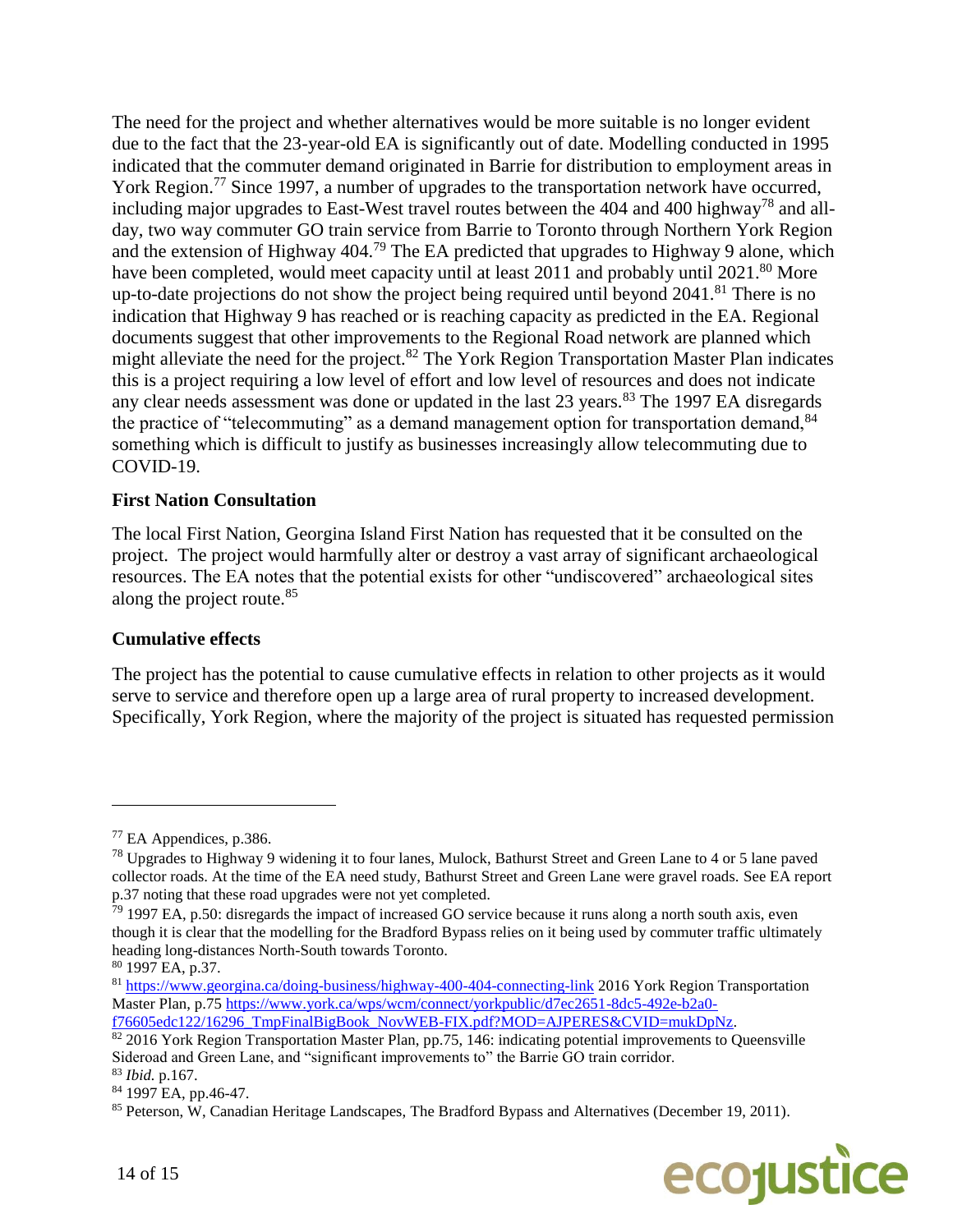The need for the project and whether alternatives would be more suitable is no longer evident due to the fact that the 23-year-old EA is significantly out of date. Modelling conducted in 1995 indicated that the commuter demand originated in Barrie for distribution to employment areas in York Region.[77] Since 1997, a number of upgrades to the transportation network have occurred, including major upgrades to East-West travel routes between the 404 and 400 highway[78] and all-day, two way commuter GO train service from Barrie to Toronto through Northern York Region and the extension of Highway 404.[79] The EA predicted that upgrades to Highway 9 alone, which have been completed, would meet capacity until at least 2011 and probably until 2021.[80] More up-to-date projections do not show the project being required until beyond 2041.[81] There is no indication that Highway 9 has reached or is reaching capacity as predicted in the EA. Regional documents suggest that other improvements to the Regional Road network are planned which might alleviate the need for the project.[82] The York Region Transportation Master Plan indicates this is a project requiring a low level of effort and low level of resources and does not indicate any clear needs assessment was done or updated in the last 23 years.[83] The 1997 EA disregards the practice of "telecommuting" as a demand management option for transportation demand,[84] something which is difficult to justify as businesses increasingly allow telecommuting due to COVID-19.

**First Nation Consultation**

The local First Nation, Georgina Island First Nation has requested that it be consulted on the project. The project would harmfully alter or destroy a vast array of significant archaeological resources. The EA notes that the potential exists for other "undiscovered" archaeological sites along the project route.[85]

**Cumulative effects**

The project has the potential to cause cumulative effects in relation to other projects as it would serve to service and therefore open up a large area of rural property to increased development. Specifically, York Region, where the majority of the project is situated has requested permission

---

[77] EA Appendices, p.386.

[78] Upgrades to Highway 9 widening it to four lanes, Mulock, Bathurst Street and Green Lane to 4 or 5 lane paved collector roads. At the time of the EA need study, Bathurst Street and Green Lane were gravel roads. See EA report p.37 noting that these road upgrades were not yet completed.

[79] 1997 EA, p.50: disregards the impact of increased GO service because it runs along a north south axis, even though it is clear that the modelling for the Bradford Bypass relies on it being used by commuter traffic ultimately heading long-distances North-South towards Toronto.

[80] 1997 EA, p.37.

[81] https://www.georgina.ca/doing-business/highway-400-404-connecting-link 2016 York Region Transportation Master Plan, p.75 https://www.york.ca/wps/wcm/connect/yorkpublic/d7ec2651-8dc5-492e-b2a0-f76605edc122/16296_TmpFinalBigBook_NovWEB-FIX.pdf?MOD=AJPERES&CVID=mukDpNz.

[82] 2016 York Region Transportation Master Plan, pp.75, 146: indicating potential improvements to Queensville Sideroad and Green Lane, and "significant improvements to" the Barrie GO train corridor.

[83] *Ibid.* p.167.

[84] 1997 EA, pp.46-47.

[85] Peterson, W, Canadian Heritage Landscapes, The Bradford Bypass and Alternatives (December 19, 2011).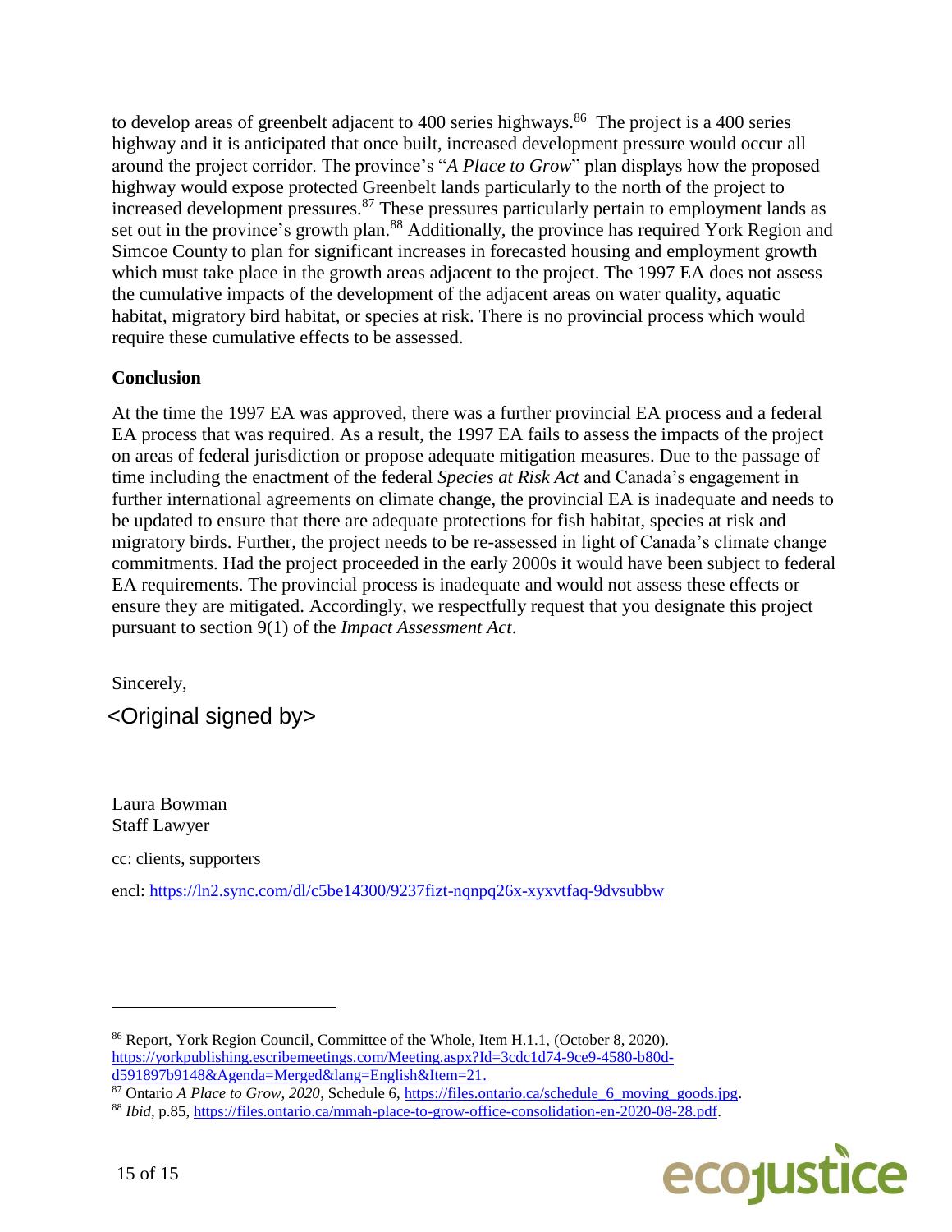to develop areas of greenbelt adjacent to 400 series highways.[86] The project is a 400 series highway and it is anticipated that once built, increased development pressure would occur all around the project corridor. The province's "*A Place to Grow*" plan displays how the proposed highway would expose protected Greenbelt lands particularly to the north of the project to increased development pressures.[87] These pressures particularly pertain to employment lands as set out in the province's growth plan.[88] Additionally, the province has required York Region and Simcoe County to plan for significant increases in forecasted housing and employment growth which must take place in the growth areas adjacent to the project. The 1997 EA does not assess the cumulative impacts of the development of the adjacent areas on water quality, aquatic habitat, migratory bird habitat, or species at risk. There is no provincial process which would require these cumulative effects to be assessed.

**Conclusion**

At the time the 1997 EA was approved, there was a further provincial EA process and a federal EA process that was required. As a result, the 1997 EA fails to assess the impacts of the project on areas of federal jurisdiction or propose adequate mitigation measures. Due to the passage of time including the enactment of the federal *Species at Risk Act* and Canada's engagement in further international agreements on climate change, the provincial EA is inadequate and needs to be updated to ensure that there are adequate protections for fish habitat, species at risk and migratory birds. Further, the project needs to be re-assessed in light of Canada's climate change commitments. Had the project proceeded in the early 2000s it would have been subject to federal EA requirements. The provincial process is inadequate and would not assess these effects or ensure they are mitigated. Accordingly, we respectfully request that you designate this project pursuant to section 9(1) of the *Impact Assessment Act*.

Sincerely,

<Original signed by>

Laura Bowman
Staff Lawyer

cc: clients, supporters

encl: https://ln2.sync.com/dl/c5be14300/9237fizt-nqnpq26x-xyxvtfaq-9dvsubbw

---

[86] Report, York Region Council, Committee of the Whole, Item H.1.1, (October 8, 2020). https://yorkpublishing.escribemeetings.com/Meeting.aspx?Id=3cdc1d74-9ce9-4580-b80d-d591897b9148&Agenda=Merged&lang=English&Item=21.

[87] Ontario *A Place to Grow, 2020*, Schedule 6, https://files.ontario.ca/schedule_6_moving_goods.jpg.

[88] *Ibid*, p.85, https://files.ontario.ca/mmah-place-to-grow-office-consolidation-en-2020-08-28.pdf.